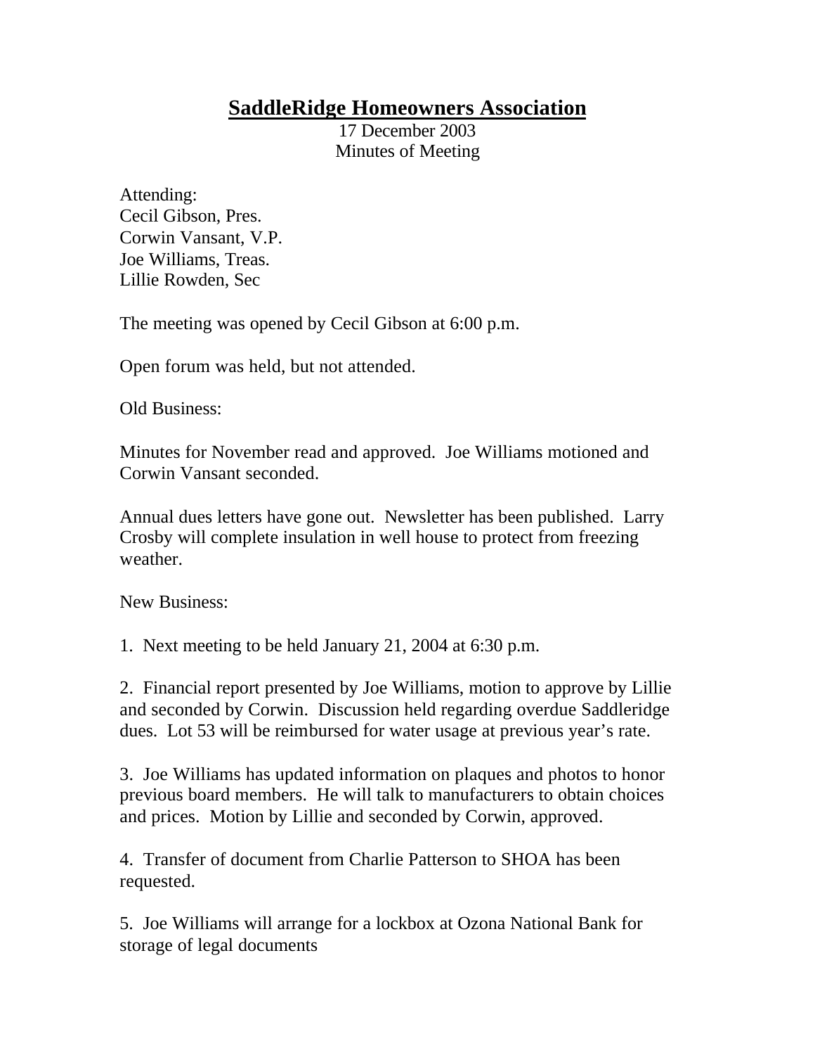# SaddleRidge Homeowners Association

17 December 2003
Minutes of Meeting

Attending:
Cecil Gibson, Pres.
Corwin Vansant, V.P.
Joe Williams, Treas.
Lillie Rowden, Sec

The meeting was opened by Cecil Gibson at 6:00 p.m.

Open forum was held, but not attended.

Old Business:

Minutes for November read and approved. Joe Williams motioned and Corwin Vansant seconded.

Annual dues letters have gone out. Newsletter has been published. Larry Crosby will complete insulation in well house to protect from freezing weather.

New Business:

1. Next meeting to be held January 21, 2004 at 6:30 p.m.

2. Financial report presented by Joe Williams, motion to approve by Lillie and seconded by Corwin. Discussion held regarding overdue Saddleridge dues. Lot 53 will be reimbursed for water usage at previous year's rate.

3. Joe Williams has updated information on plaques and photos to honor previous board members. He will talk to manufacturers to obtain choices and prices. Motion by Lillie and seconded by Corwin, approved.

4. Transfer of document from Charlie Patterson to SHOA has been requested.

5. Joe Williams will arrange for a lockbox at Ozona National Bank for storage of legal documents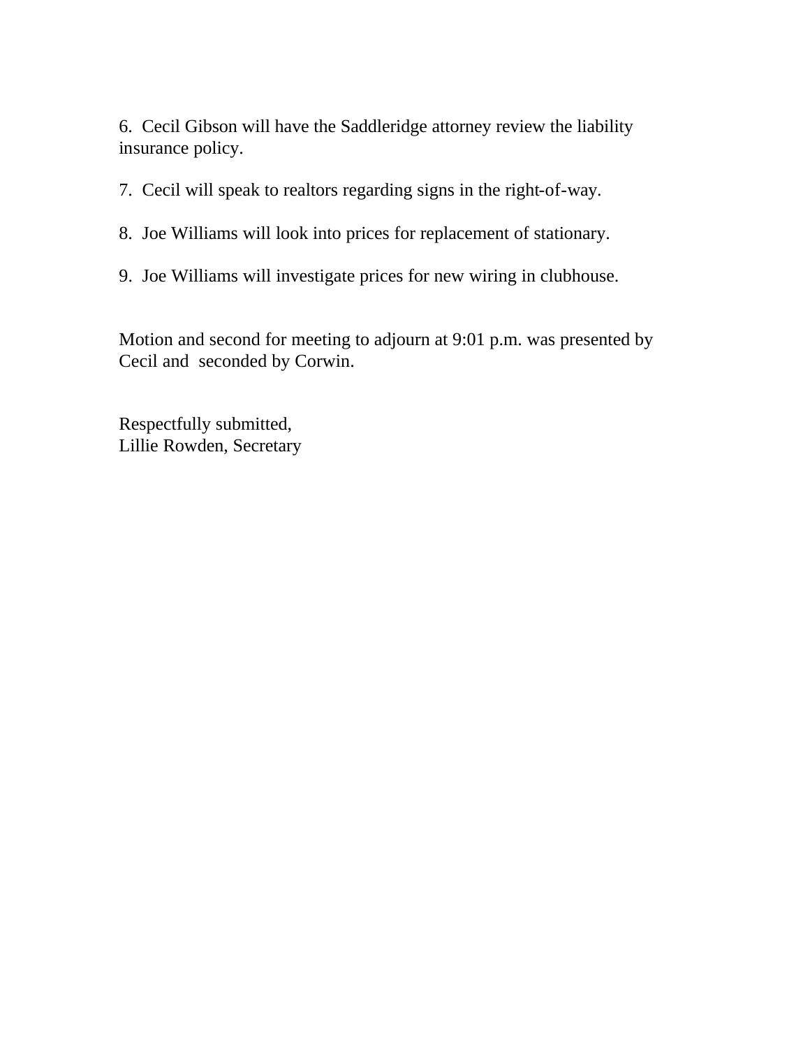6. Cecil Gibson will have the Saddleridge attorney review the liability insurance policy.

7. Cecil will speak to realtors regarding signs in the right-of-way.

8. Joe Williams will look into prices for replacement of stationary.

9. Joe Williams will investigate prices for new wiring in clubhouse.

Motion and second for meeting to adjourn at 9:01 p.m. was presented by Cecil and seconded by Corwin.

Respectfully submitted,
Lillie Rowden, Secretary